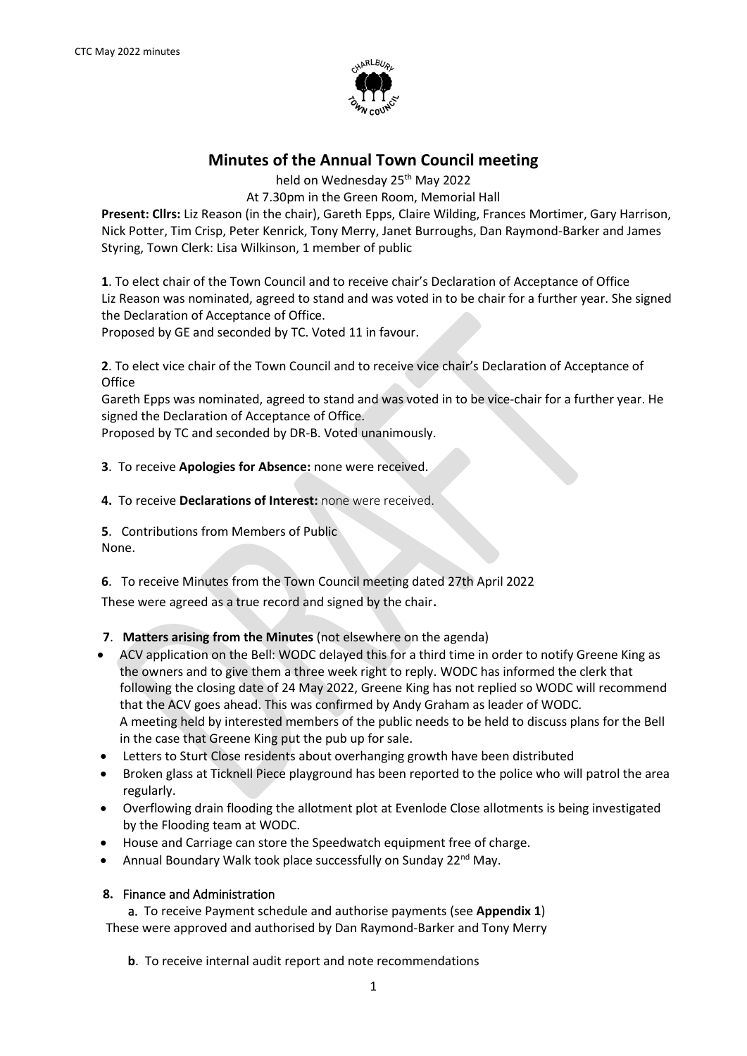# Minutes of the Annual Town Council meeting

held on Wednesday 25th May 2022
At 7.30pm in the Green Room, Memorial Hall

**Present: Cllrs:** Liz Reason (in the chair), Gareth Epps, Claire Wilding, Frances Mortimer, Gary Harrison, Nick Potter, Tim Crisp, Peter Kenrick, Tony Merry, Janet Burroughs, Dan Raymond-Barker and James Styring, Town Clerk: Lisa Wilkinson, 1 member of public

**1**. To elect chair of the Town Council and to receive chair's Declaration of Acceptance of Office
Liz Reason was nominated, agreed to stand and was voted in to be chair for a further year. She signed the Declaration of Acceptance of Office.
Proposed by GE and seconded by TC. Voted 11 in favour.

**2**. To elect vice chair of the Town Council and to receive vice chair's Declaration of Acceptance of Office
Gareth Epps was nominated, agreed to stand and was voted in to be vice-chair for a further year. He signed the Declaration of Acceptance of Office.
Proposed by TC and seconded by DR-B. Voted unanimously.

**3**. To receive **Apologies for Absence:** none were received.

**4.** To receive **Declarations of Interest:** none were received.

**5**. Contributions from Members of Public
None.

**6**. To receive Minutes from the Town Council meeting dated 27th April 2022
These were agreed as a true record and signed by the chair.

**7**. **Matters arising from the Minutes** (not elsewhere on the agenda)

- ACV application on the Bell: WODC delayed this for a third time in order to notify Greene King as the owners and to give them a three week right to reply. WODC has informed the clerk that following the closing date of 24 May 2022, Greene King has not replied so WODC will recommend that the ACV goes ahead. This was confirmed by Andy Graham as leader of WODC.
  A meeting held by interested members of the public needs to be held to discuss plans for the Bell in the case that Greene King put the pub up for sale.
- Letters to Sturt Close residents about overhanging growth have been distributed
- Broken glass at Ticknell Piece playground has been reported to the police who will patrol the area regularly.
- Overflowing drain flooding the allotment plot at Evenlode Close allotments is being investigated by the Flooding team at WODC.
- House and Carriage can store the Speedwatch equipment free of charge.
- Annual Boundary Walk took place successfully on Sunday 22nd May.

**8.** Finance and Administration

**a.** To receive Payment schedule and authorise payments (see **Appendix 1**)
These were approved and authorised by Dan Raymond-Barker and Tony Merry

**b**. To receive internal audit report and note recommendations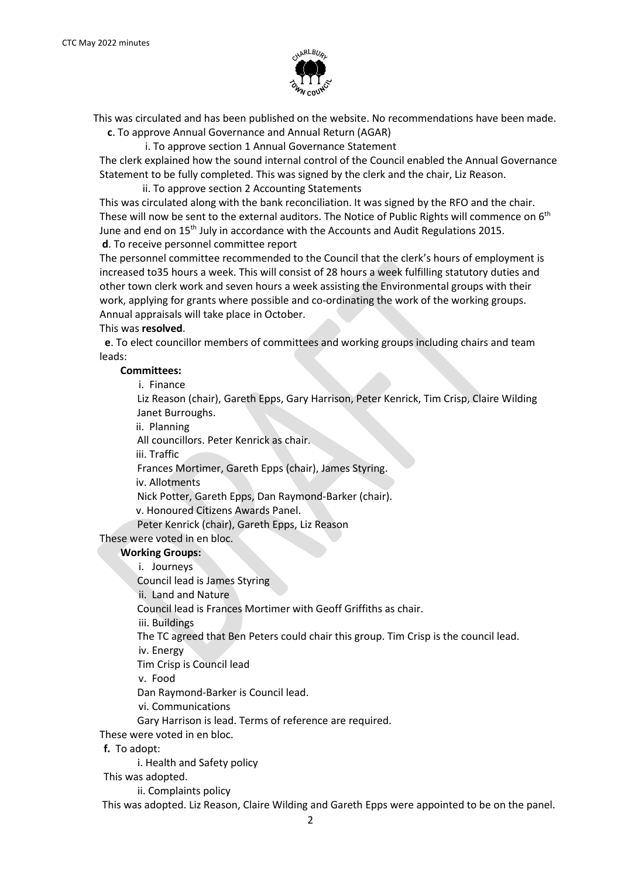This was circulated and has been published on the website. No recommendations have been made.

**c**. To approve Annual Governance and Annual Return (AGAR)

i. To approve section 1 Annual Governance Statement

The clerk explained how the sound internal control of the Council enabled the Annual Governance Statement to be fully completed. This was signed by the clerk and the chair, Liz Reason.

ii. To approve section 2 Accounting Statements

This was circulated along with the bank reconciliation. It was signed by the RFO and the chair. These will now be sent to the external auditors. The Notice of Public Rights will commence on 6th June and end on 15th July in accordance with the Accounts and Audit Regulations 2015.

**d**. To receive personnel committee report

The personnel committee recommended to the Council that the clerk's hours of employment is increased to35 hours a week. This will consist of 28 hours a week fulfilling statutory duties and other town clerk work and seven hours a week assisting the Environmental groups with their work, applying for grants where possible and co-ordinating the work of the working groups. Annual appraisals will take place in October.

This was **resolved**.

**e**. To elect councillor members of committees and working groups including chairs and team leads:

**Committees:**

i. Finance

Liz Reason (chair), Gareth Epps, Gary Harrison, Peter Kenrick, Tim Crisp, Claire Wilding Janet Burroughs.

ii. Planning

All councillors. Peter Kenrick as chair.

iii. Traffic

Frances Mortimer, Gareth Epps (chair), James Styring.

iv. Allotments

Nick Potter, Gareth Epps, Dan Raymond-Barker (chair).

v. Honoured Citizens Awards Panel.

Peter Kenrick (chair), Gareth Epps, Liz Reason

These were voted in en bloc.

**Working Groups:**

i. Journeys

Council lead is James Styring

ii. Land and Nature

Council lead is Frances Mortimer with Geoff Griffiths as chair.

iii. Buildings

The TC agreed that Ben Peters could chair this group. Tim Crisp is the council lead.

iv. Energy

Tim Crisp is Council lead

v. Food

Dan Raymond-Barker is Council lead.

vi. Communications

Gary Harrison is lead. Terms of reference are required.

These were voted in en bloc.

**f.** To adopt:

i. Health and Safety policy

This was adopted.

ii. Complaints policy

This was adopted. Liz Reason, Claire Wilding and Gareth Epps were appointed to be on the panel.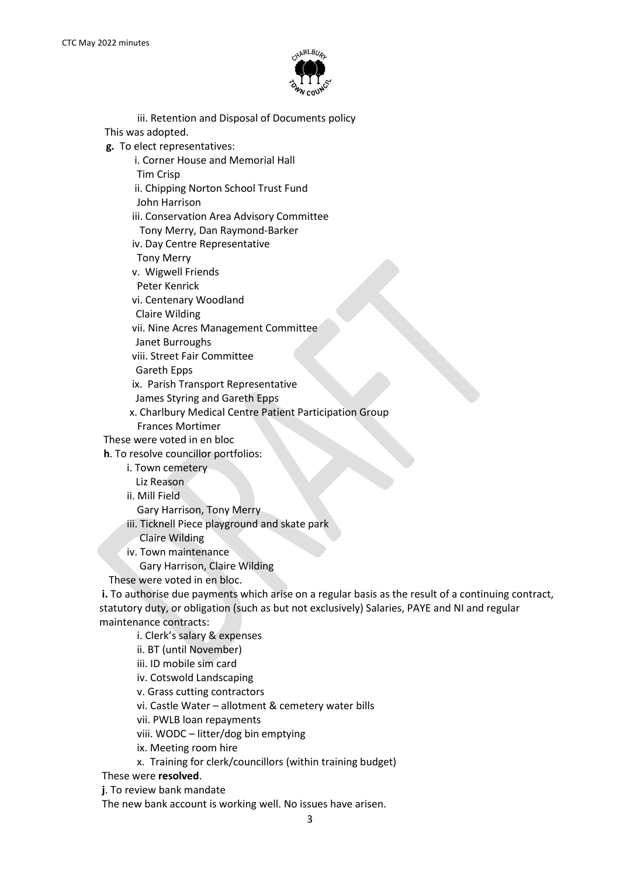iii. Retention and Disposal of Documents policy

This was adopted.

**g.** To elect representatives:

i. Corner House and Memorial Hall
Tim Crisp

ii. Chipping Norton School Trust Fund
John Harrison

iii. Conservation Area Advisory Committee
Tony Merry, Dan Raymond-Barker

iv. Day Centre Representative
Tony Merry

v. Wigwell Friends
Peter Kenrick

vi. Centenary Woodland
Claire Wilding

vii. Nine Acres Management Committee
Janet Burroughs

viii. Street Fair Committee
Gareth Epps

ix. Parish Transport Representative
James Styring and Gareth Epps

x. Charlbury Medical Centre Patient Participation Group
Frances Mortimer

These were voted in en bloc

**h**. To resolve councillor portfolios:

i. Town cemetery
Liz Reason

ii. Mill Field
Gary Harrison, Tony Merry

iii. Ticknell Piece playground and skate park
Claire Wilding

iv. Town maintenance
Gary Harrison, Claire Wilding

These were voted in en bloc.

**i.** To authorise due payments which arise on a regular basis as the result of a continuing contract, statutory duty, or obligation (such as but not exclusively) Salaries, PAYE and NI and regular maintenance contracts:

i. Clerk's salary & expenses
ii. BT (until November)
iii. ID mobile sim card
iv. Cotswold Landscaping
v. Grass cutting contractors
vi. Castle Water – allotment & cemetery water bills
vii. PWLB loan repayments
viii. WODC – litter/dog bin emptying
ix. Meeting room hire
x. Training for clerk/councillors (within training budget)

These were **resolved**.

**j**. To review bank mandate

The new bank account is working well. No issues have arisen.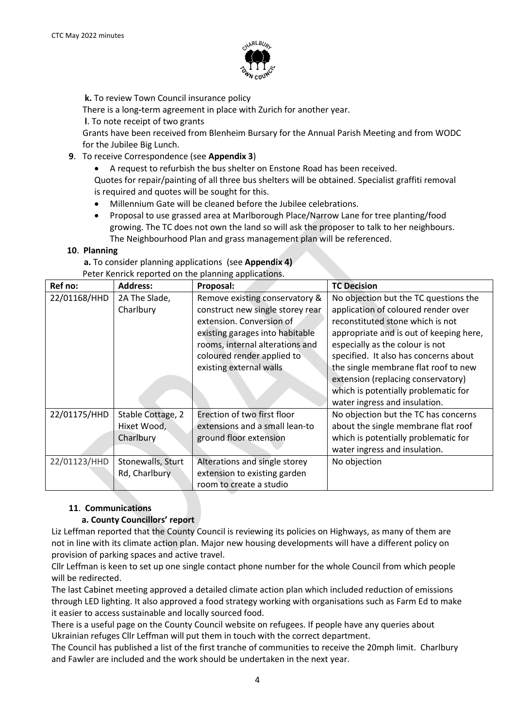**k.** To review Town Council insurance policy

There is a long-term agreement in place with Zurich for another year.

**l**. To note receipt of two grants

Grants have been received from Blenheim Bursary for the Annual Parish Meeting and from WODC for the Jubilee Big Lunch.

**9**. To receive Correspondence (see **Appendix 3**)

- A request to refurbish the bus shelter on Enstone Road has been received.

Quotes for repair/painting of all three bus shelters will be obtained. Specialist graffiti removal is required and quotes will be sought for this.

- Millennium Gate will be cleaned before the Jubilee celebrations.
- Proposal to use grassed area at Marlborough Place/Narrow Lane for tree planting/food growing. The TC does not own the land so will ask the proposer to talk to her neighbours. The Neighbourhood Plan and grass management plan will be referenced.

**10**. **Planning**

**a.** To consider planning applications (see **Appendix 4)**

Peter Kenrick reported on the planning applications.

| Ref no: | Address: | Proposal: | TC Decision |
|---|---|---|---|
| 22/01168/HHD | 2A The Slade, Charlbury | Remove existing conservatory & construct new single storey rear extension. Conversion of existing garages into habitable rooms, internal alterations and coloured render applied to existing external walls | No objection but the TC questions the application of coloured render over reconstituted stone which is not appropriate and is out of keeping here, especially as the colour is not specified. It also has concerns about the single membrane flat roof to new extension (replacing conservatory) which is potentially problematic for water ingress and insulation. |
| 22/01175/HHD | Stable Cottage, 2 Hixet Wood, Charlbury | Erection of two first floor extensions and a small lean-to ground floor extension | No objection but the TC has concerns about the single membrane flat roof which is potentially problematic for water ingress and insulation. |
| 22/01123/HHD | Stonewalls, Sturt Rd, Charlbury | Alterations and single storey extension to existing garden room to create a studio | No objection |

**11**. **Communications**

**a. County Councillors' report**

Liz Leffman reported that the County Council is reviewing its policies on Highways, as many of them are not in line with its climate action plan. Major new housing developments will have a different policy on provision of parking spaces and active travel.

Cllr Leffman is keen to set up one single contact phone number for the whole Council from which people will be redirected.

The last Cabinet meeting approved a detailed climate action plan which included reduction of emissions through LED lighting. It also approved a food strategy working with organisations such as Farm Ed to make it easier to access sustainable and locally sourced food.

There is a useful page on the County Council website on refugees. If people have any queries about Ukrainian refuges Cllr Leffman will put them in touch with the correct department.

The Council has published a list of the first tranche of communities to receive the 20mph limit. Charlbury and Fawler are included and the work should be undertaken in the next year.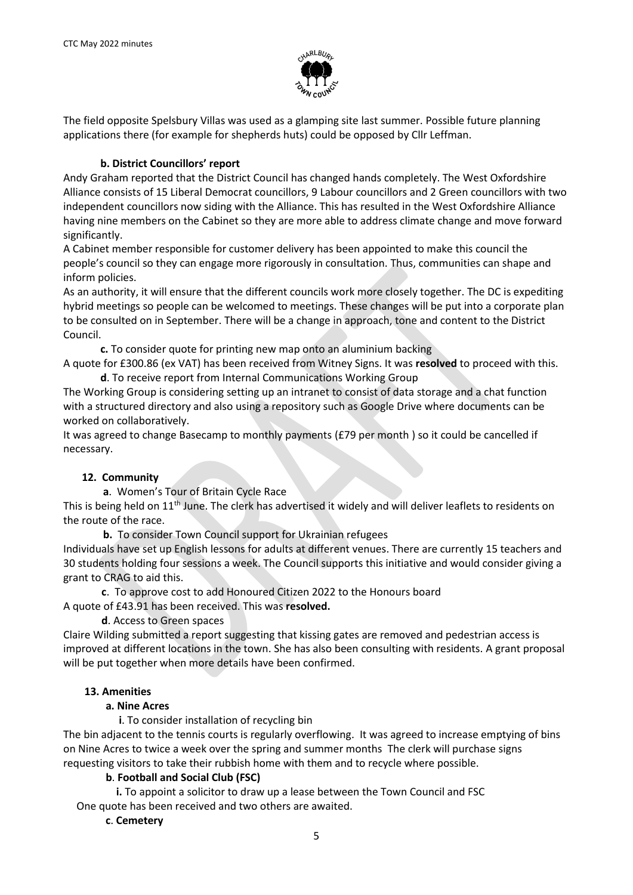The field opposite Spelsbury Villas was used as a glamping site last summer. Possible future planning applications there (for example for shepherds huts) could be opposed by Cllr Leffman.

**b. District Councillors' report**

Andy Graham reported that the District Council has changed hands completely. The West Oxfordshire Alliance consists of 15 Liberal Democrat councillors, 9 Labour councillors and 2 Green councillors with two independent councillors now siding with the Alliance. This has resulted in the West Oxfordshire Alliance having nine members on the Cabinet so they are more able to address climate change and move forward significantly.

A Cabinet member responsible for customer delivery has been appointed to make this council the people's council so they can engage more rigorously in consultation. Thus, communities can shape and inform policies.

As an authority, it will ensure that the different councils work more closely together. The DC is expediting hybrid meetings so people can be welcomed to meetings. These changes will be put into a corporate plan to be consulted on in September. There will be a change in approach, tone and content to the District Council.

**c.** To consider quote for printing new map onto an aluminium backing

A quote for £300.86 (ex VAT) has been received from Witney Signs. It was **resolved** to proceed with this.

**d**. To receive report from Internal Communications Working Group

The Working Group is considering setting up an intranet to consist of data storage and a chat function with a structured directory and also using a repository such as Google Drive where documents can be worked on collaboratively.

It was agreed to change Basecamp to monthly payments (£79 per month ) so it could be cancelled if necessary.

**12. Community**

**a**. Women's Tour of Britain Cycle Race

This is being held on 11th June. The clerk has advertised it widely and will deliver leaflets to residents on the route of the race.

**b.** To consider Town Council support for Ukrainian refugees

Individuals have set up English lessons for adults at different venues. There are currently 15 teachers and 30 students holding four sessions a week. The Council supports this initiative and would consider giving a grant to CRAG to aid this.

**c**. To approve cost to add Honoured Citizen 2022 to the Honours board

A quote of £43.91 has been received. This was **resolved.**

**d**. Access to Green spaces

Claire Wilding submitted a report suggesting that kissing gates are removed and pedestrian access is improved at different locations in the town. She has also been consulting with residents. A grant proposal will be put together when more details have been confirmed.

**13. Amenities**

**a. Nine Acres**

**i**. To consider installation of recycling bin

The bin adjacent to the tennis courts is regularly overflowing. It was agreed to increase emptying of bins on Nine Acres to twice a week over the spring and summer months The clerk will purchase signs requesting visitors to take their rubbish home with them and to recycle where possible.

**b**. **Football and Social Club (FSC)**

**i.** To appoint a solicitor to draw up a lease between the Town Council and FSC

One quote has been received and two others are awaited.

**c**. **Cemetery**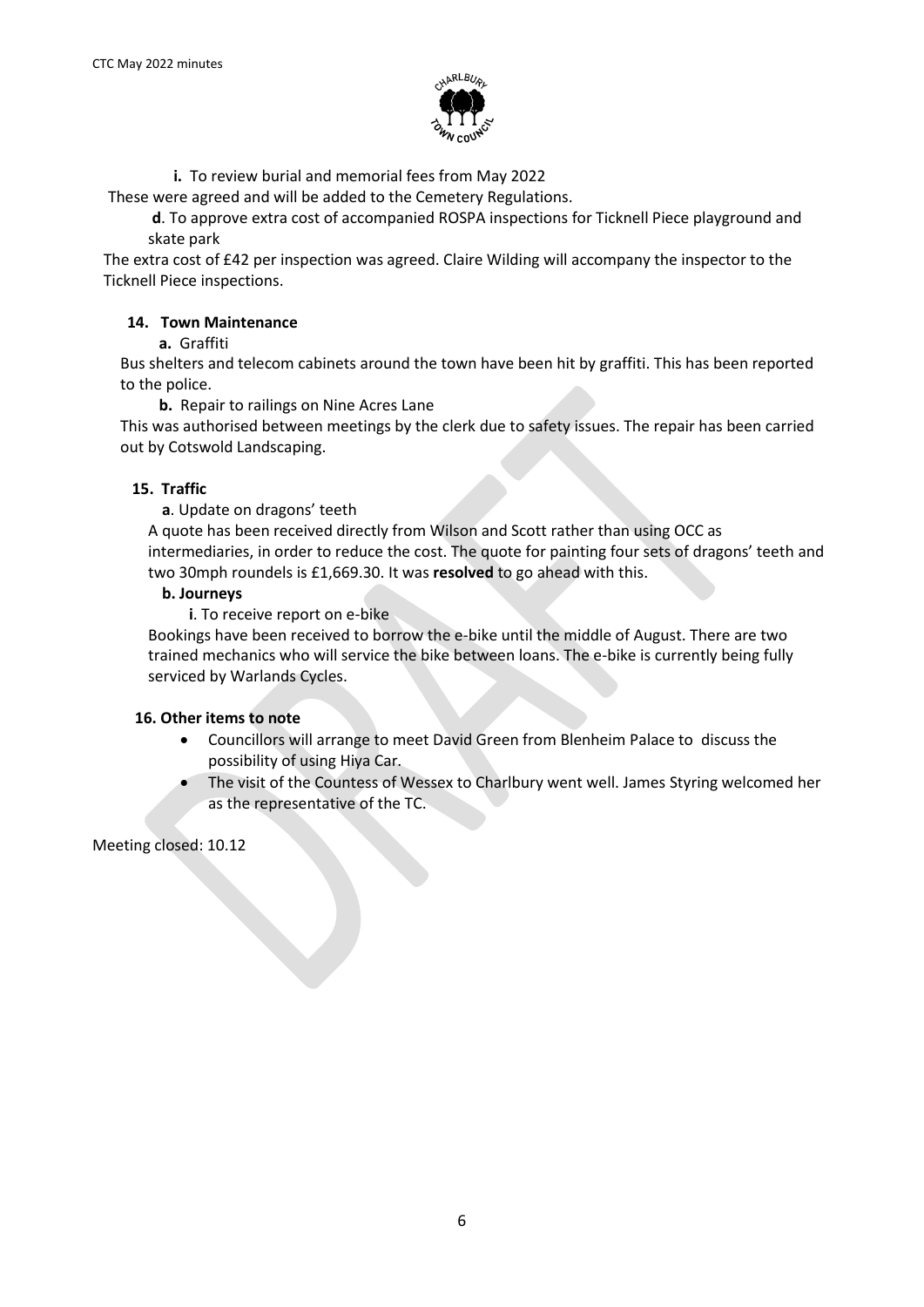**i.** To review burial and memorial fees from May 2022

These were agreed and will be added to the Cemetery Regulations.

**d**. To approve extra cost of accompanied ROSPA inspections for Ticknell Piece playground and skate park

The extra cost of £42 per inspection was agreed. Claire Wilding will accompany the inspector to the Ticknell Piece inspections.

### 14. Town Maintenance

**a.** Graffiti

Bus shelters and telecom cabinets around the town have been hit by graffiti. This has been reported to the police.

**b.** Repair to railings on Nine Acres Lane

This was authorised between meetings by the clerk due to safety issues. The repair has been carried out by Cotswold Landscaping.

### 15. Traffic

**a**. Update on dragons' teeth

A quote has been received directly from Wilson and Scott rather than using OCC as intermediaries, in order to reduce the cost. The quote for painting four sets of dragons' teeth and two 30mph roundels is £1,669.30. It was **resolved** to go ahead with this.

**b. Journeys**

**i**. To receive report on e-bike

Bookings have been received to borrow the e-bike until the middle of August. There are two trained mechanics who will service the bike between loans. The e-bike is currently being fully serviced by Warlands Cycles.

### 16. Other items to note

- Councillors will arrange to meet David Green from Blenheim Palace to discuss the possibility of using Hiya Car.
- The visit of the Countess of Wessex to Charlbury went well. James Styring welcomed her as the representative of the TC.

Meeting closed: 10.12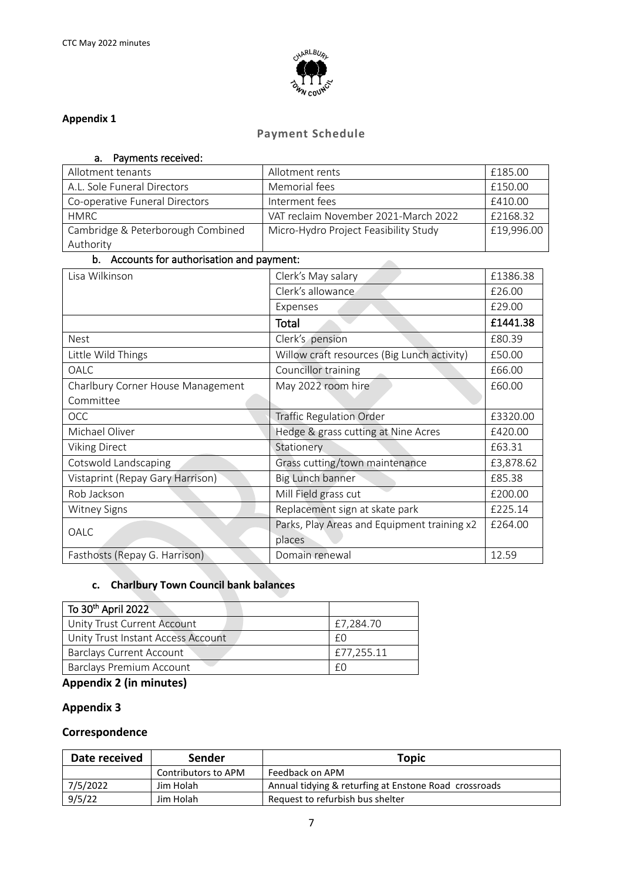**Appendix 1**

## Payment Schedule

### a. Payments received:

| | | |
|---|---|---|
| Allotment tenants | Allotment rents | £185.00 |
| A.L. Sole Funeral Directors | Memorial fees | £150.00 |
| Co-operative Funeral Directors | Interment fees | £410.00 |
| HMRC | VAT reclaim November 2021-March 2022 | £2168.32 |
| Cambridge & Peterborough Combined Authority | Micro-Hydro Project Feasibility Study | £19,996.00 |

### b. Accounts for authorisation and payment:

| | | |
|---|---|---|
| Lisa Wilkinson | Clerk's May salary | £1386.38 |
| | Clerk's allowance | £26.00 |
| | Expenses | £29.00 |
| | **Total** | **£1441.38** |
| Nest | Clerk's pension | £80.39 |
| Little Wild Things | Willow craft resources (Big Lunch activity) | £50.00 |
| OALC | Councillor training | £66.00 |
| Charlbury Corner House Management Committee | May 2022 room hire | £60.00 |
| OCC | Traffic Regulation Order | £3320.00 |
| Michael Oliver | Hedge & grass cutting at Nine Acres | £420.00 |
| Viking Direct | Stationery | £63.31 |
| Cotswold Landscaping | Grass cutting/town maintenance | £3,878.62 |
| Vistaprint (Repay Gary Harrison) | Big Lunch banner | £85.38 |
| Rob Jackson | Mill Field grass cut | £200.00 |
| Witney Signs | Replacement sign at skate park | £225.14 |
| OALC | Parks, Play Areas and Equipment training x2 places | £264.00 |
| Fasthosts (Repay G. Harrison) | Domain renewal | 12.59 |

### c. Charlbury Town Council bank balances

| To 30th April 2022 | |
|---|---|
| Unity Trust Current Account | £7,284.70 |
| Unity Trust Instant Access Account | £0 |
| Barclays Current Account | £77,255.11 |
| Barclays Premium Account | £0 |

**Appendix 2 (in minutes)**

**Appendix 3**

**Correspondence**

| Date received | Sender | Topic |
|---|---|---|
| | Contributors to APM | Feedback on APM |
| 7/5/2022 | Jim Holah | Annual tidying & returfing at Enstone Road crossroads |
| 9/5/22 | Jim Holah | Request to refurbish bus shelter |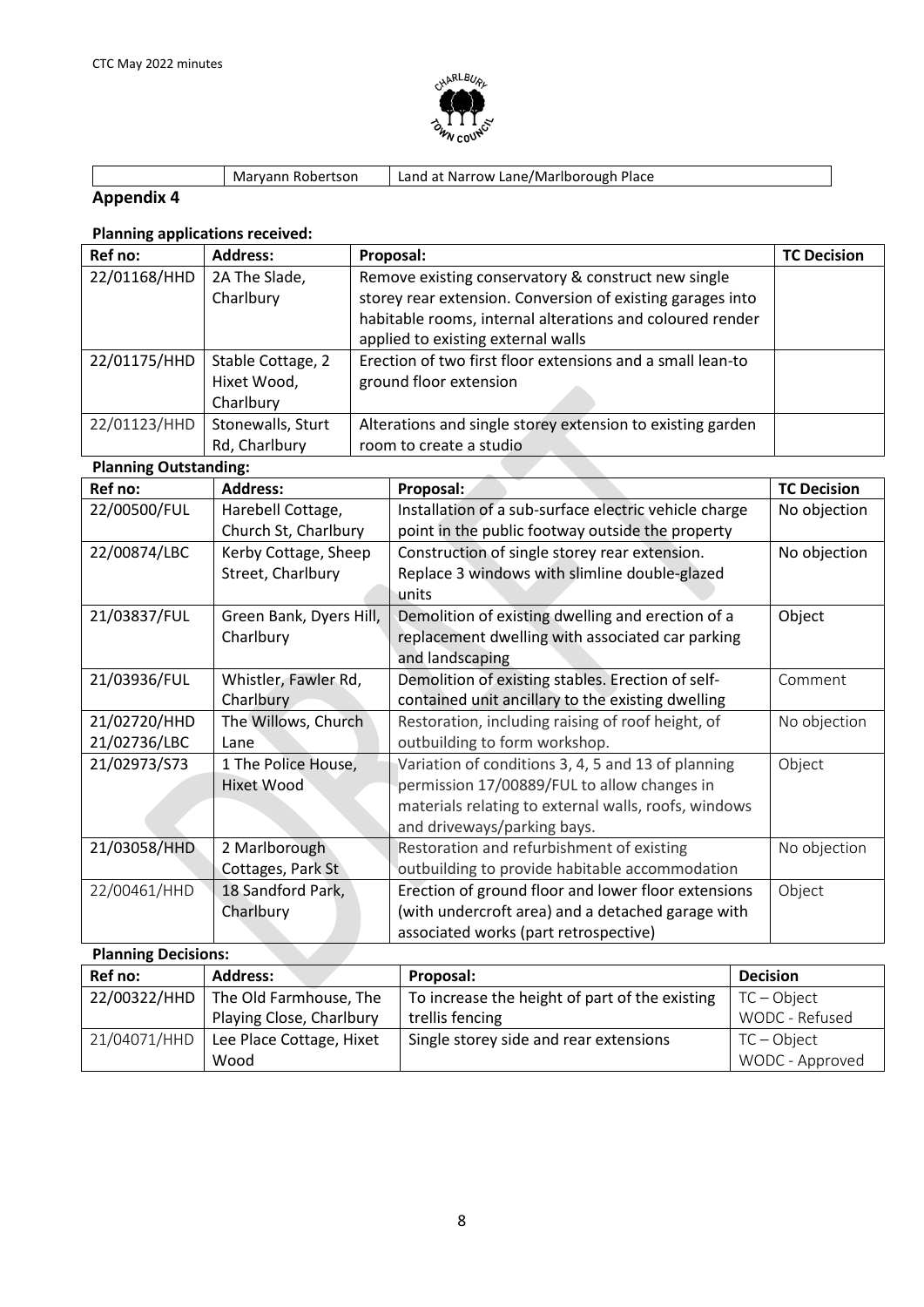| | | |
|---|---|---|
| | Maryann Robertson | Land at Narrow Lane/Marlborough Place |

## Appendix 4

### Planning applications received:

| Ref no: | Address: | Proposal: | TC Decision |
|---|---|---|---|
| 22/01168/HHD | 2A The Slade, Charlbury | Remove existing conservatory & construct new single storey rear extension. Conversion of existing garages into habitable rooms, internal alterations and coloured render applied to existing external walls | |
| 22/01175/HHD | Stable Cottage, 2 Hixet Wood, Charlbury | Erection of two first floor extensions and a small lean-to ground floor extension | |
| 22/01123/HHD | Stonewalls, Sturt Rd, Charlbury | Alterations and single storey extension to existing garden room to create a studio | |

### Planning Outstanding:

| Ref no: | Address: | Proposal: | TC Decision |
|---|---|---|---|
| 22/00500/FUL | Harebell Cottage, Church St, Charlbury | Installation of a sub-surface electric vehicle charge point in the public footway outside the property | No objection |
| 22/00874/LBC | Kerby Cottage, Sheep Street, Charlbury | Construction of single storey rear extension. Replace 3 windows with slimline double-glazed units | No objection |
| 21/03837/FUL | Green Bank, Dyers Hill, Charlbury | Demolition of existing dwelling and erection of a replacement dwelling with associated car parking and landscaping | Object |
| 21/03936/FUL | Whistler, Fawler Rd, Charlbury | Demolition of existing stables. Erection of self-contained unit ancillary to the existing dwelling | Comment |
| 21/02720/HHD 21/02736/LBC | The Willows, Church Lane | Restoration, including raising of roof height, of outbuilding to form workshop. | No objection |
| 21/02973/S73 | 1 The Police House, Hixet Wood | Variation of conditions 3, 4, 5 and 13 of planning permission 17/00889/FUL to allow changes in materials relating to external walls, roofs, windows and driveways/parking bays. | Object |
| 21/03058/HHD | 2 Marlborough Cottages, Park St | Restoration and refurbishment of existing outbuilding to provide habitable accommodation | No objection |
| 22/00461/HHD | 18 Sandford Park, Charlbury | Erection of ground floor and lower floor extensions (with undercroft area) and a detached garage with associated works (part retrospective) | Object |

### Planning Decisions:

| Ref no: | Address: | Proposal: | Decision |
|---|---|---|---|
| 22/00322/HHD | The Old Farmhouse, The Playing Close, Charlbury | To increase the height of part of the existing trellis fencing | TC – Object<br>WODC - Refused |
| 21/04071/HHD | Lee Place Cottage, Hixet Wood | Single storey side and rear extensions | TC – Object<br>WODC - Approved |